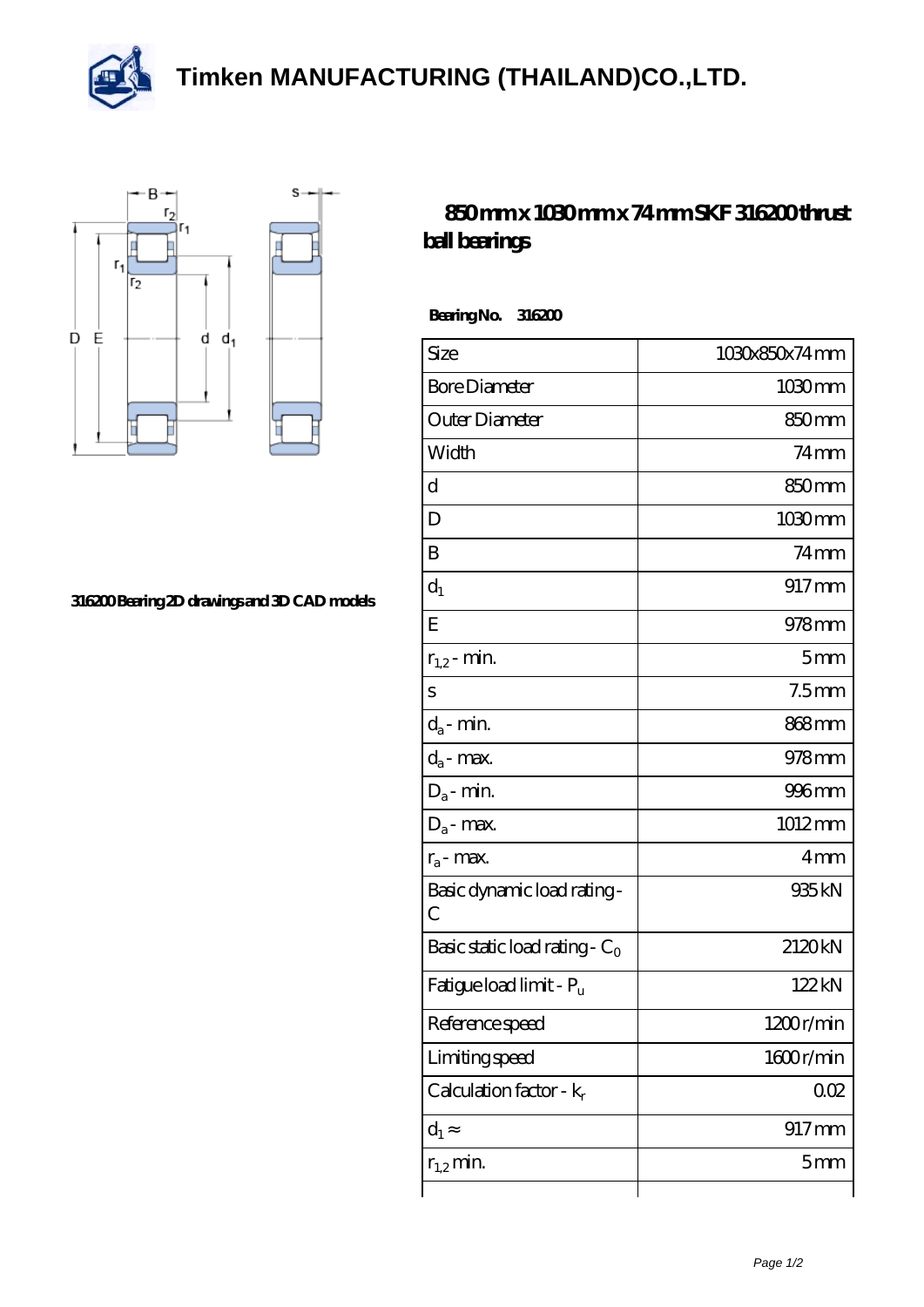# Timken MANUFACTURING (THAILAND)CO.,LTD.

316200 Bearing 2D drawings and 3D CAD models

## 850 mm x 1030 mm x 74 mm SKF 316200 thrust ball bearings

**Bearing No. 316200**

| Size | 1030x850x74 mm |
|---|---|
| Bore Diameter | 1030 mm |
| Outer Diameter | 850 mm |
| Width | 74 mm |
| d | 850 mm |
| D | 1030 mm |
| B | 74 mm |
| $d_1$ | 917 mm |
| E | 978 mm |
| $r_{1,2}$ - min. | 5 mm |
| s | 7.5 mm |
| $d_a$ - min. | 868 mm |
| $d_a$ - max. | 978 mm |
| $D_a$ - min. | 996 mm |
| $D_a$ - max. | 1012 mm |
| $r_a$ - max. | 4 mm |
| Basic dynamic load rating - C | 935 kN |
| Basic static load rating - $C_0$ | 2120 kN |
| Fatigue load limit - $P_u$ | 122 kN |
| Reference speed | 1200 r/min |
| Limiting speed | 1600 r/min |
| Calculation factor - $k_r$ | 0.02 |
| $d_1$ ≈ | 917 mm |
| $r_{1,2}$ min. | 5 mm |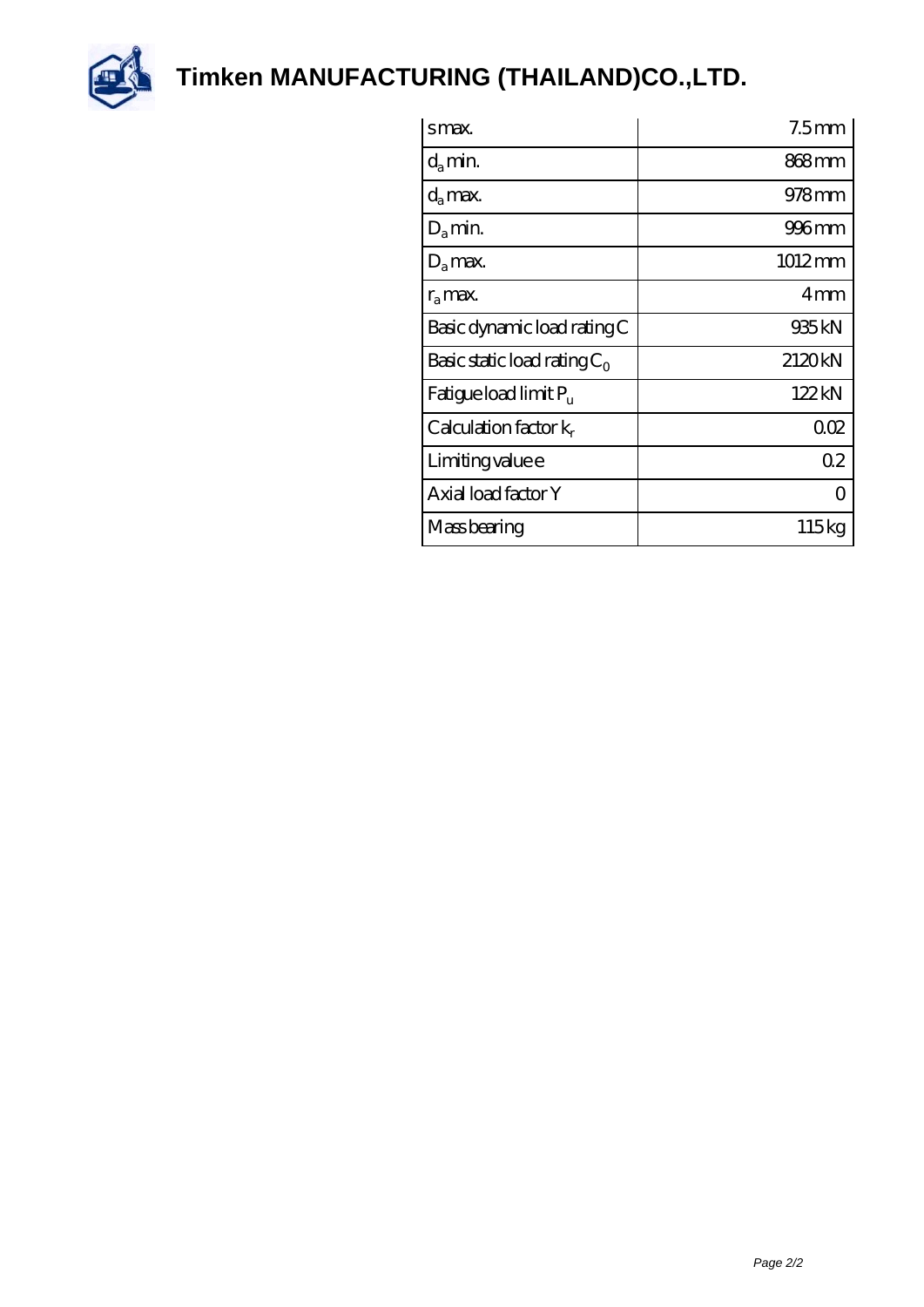| | |
|---|---|
| s max. | 7.5 mm |
| $d_a$ min. | 868 mm |
| $d_a$ max. | 978 mm |
| $D_a$ min. | 996 mm |
| $D_a$ max. | 1012 mm |
| $r_a$ max. | 4 mm |
| Basic dynamic load rating C | 935 kN |
| Basic static load rating $C_0$ | 2120 kN |
| Fatigue load limit $P_u$ | 122 kN |
| Calculation factor $k_r$ | 0.02 |
| Limiting value e | 0.2 |
| Axial load factor Y | 0 |
| Mass bearing | 115 kg |